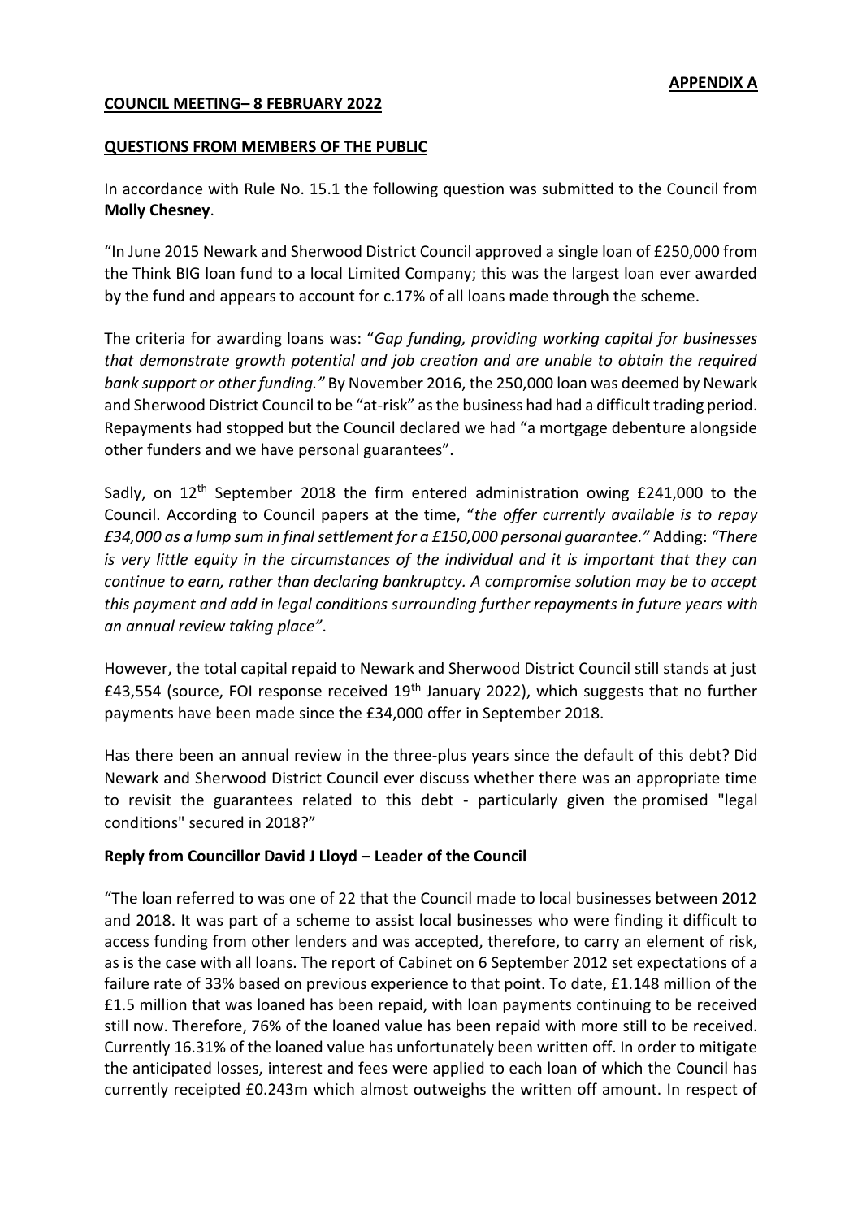**APPENDIX A**

**COUNCIL MEETING– 8 FEBRUARY 2022**

**QUESTIONS FROM MEMBERS OF THE PUBLIC**

In accordance with Rule No. 15.1 the following question was submitted to the Council from **Molly Chesney**.

"In June 2015 Newark and Sherwood District Council approved a single loan of £250,000 from the Think BIG loan fund to a local Limited Company; this was the largest loan ever awarded by the fund and appears to account for c.17% of all loans made through the scheme.

The criteria for awarding loans was: "*Gap funding, providing working capital for businesses that demonstrate growth potential and job creation and are unable to obtain the required bank support or other funding."* By November 2016, the 250,000 loan was deemed by Newark and Sherwood District Council to be "at-risk" as the business had had a difficult trading period. Repayments had stopped but the Council declared we had "a mortgage debenture alongside other funders and we have personal guarantees".

Sadly, on 12th September 2018 the firm entered administration owing £241,000 to the Council. According to Council papers at the time, "*the offer currently available is to repay £34,000 as a lump sum in final settlement for a £150,000 personal guarantee."* Adding: *"There is very little equity in the circumstances of the individual and it is important that they can continue to earn, rather than declaring bankruptcy. A compromise solution may be to accept this payment and add in legal conditions surrounding further repayments in future years with an annual review taking place"*.

However, the total capital repaid to Newark and Sherwood District Council still stands at just £43,554 (source, FOI response received 19th January 2022), which suggests that no further payments have been made since the £34,000 offer in September 2018.

Has there been an annual review in the three-plus years since the default of this debt? Did Newark and Sherwood District Council ever discuss whether there was an appropriate time to revisit the guarantees related to this debt - particularly given the promised "legal conditions" secured in 2018?"

**Reply from Councillor David J Lloyd – Leader of the Council**

"The loan referred to was one of 22 that the Council made to local businesses between 2012 and 2018. It was part of a scheme to assist local businesses who were finding it difficult to access funding from other lenders and was accepted, therefore, to carry an element of risk, as is the case with all loans. The report of Cabinet on 6 September 2012 set expectations of a failure rate of 33% based on previous experience to that point. To date, £1.148 million of the £1.5 million that was loaned has been repaid, with loan payments continuing to be received still now. Therefore, 76% of the loaned value has been repaid with more still to be received. Currently 16.31% of the loaned value has unfortunately been written off. In order to mitigate the anticipated losses, interest and fees were applied to each loan of which the Council has currently receipted £0.243m which almost outweighs the written off amount. In respect of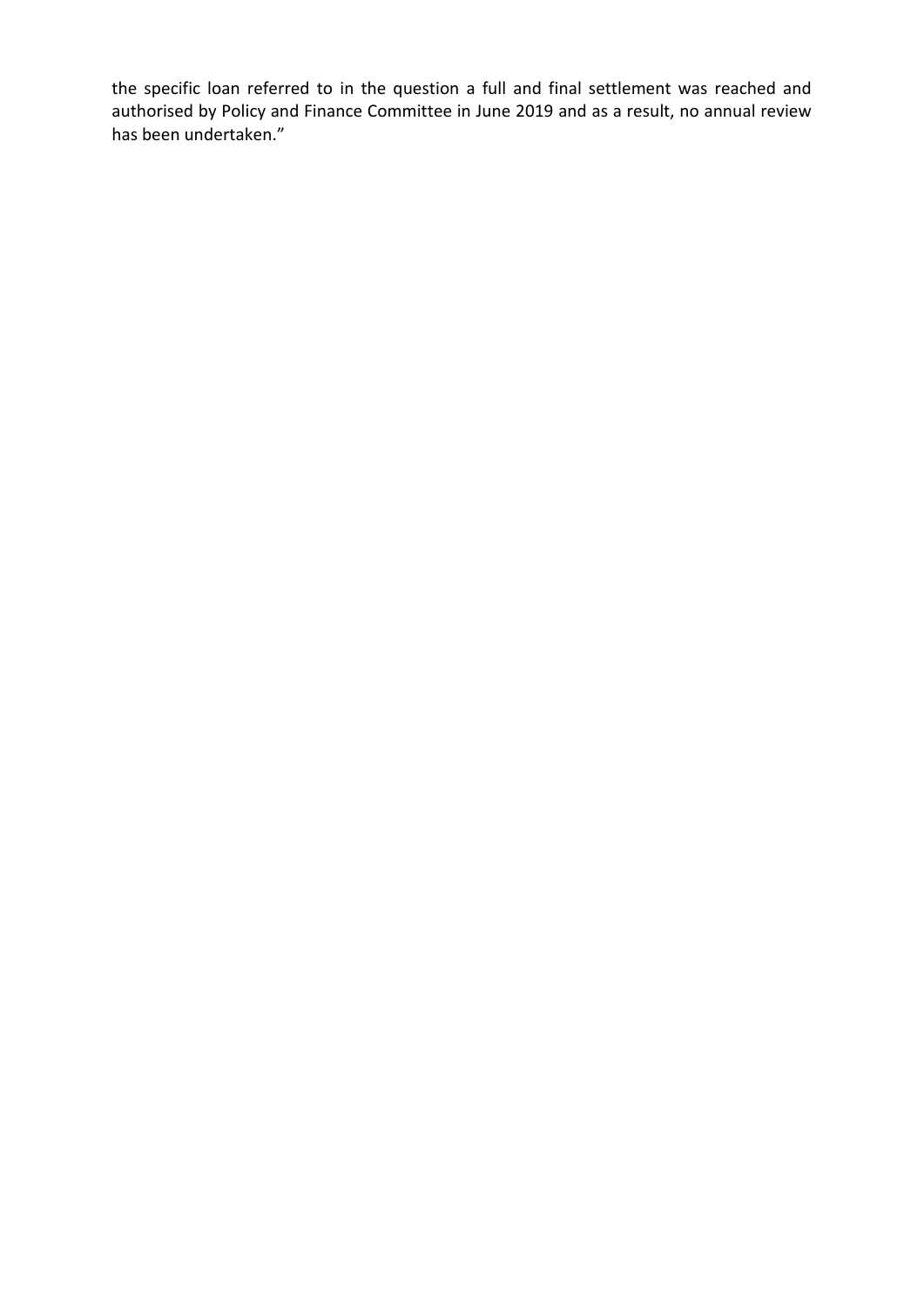the specific loan referred to in the question a full and final settlement was reached and authorised by Policy and Finance Committee in June 2019 and as a result, no annual review has been undertaken."